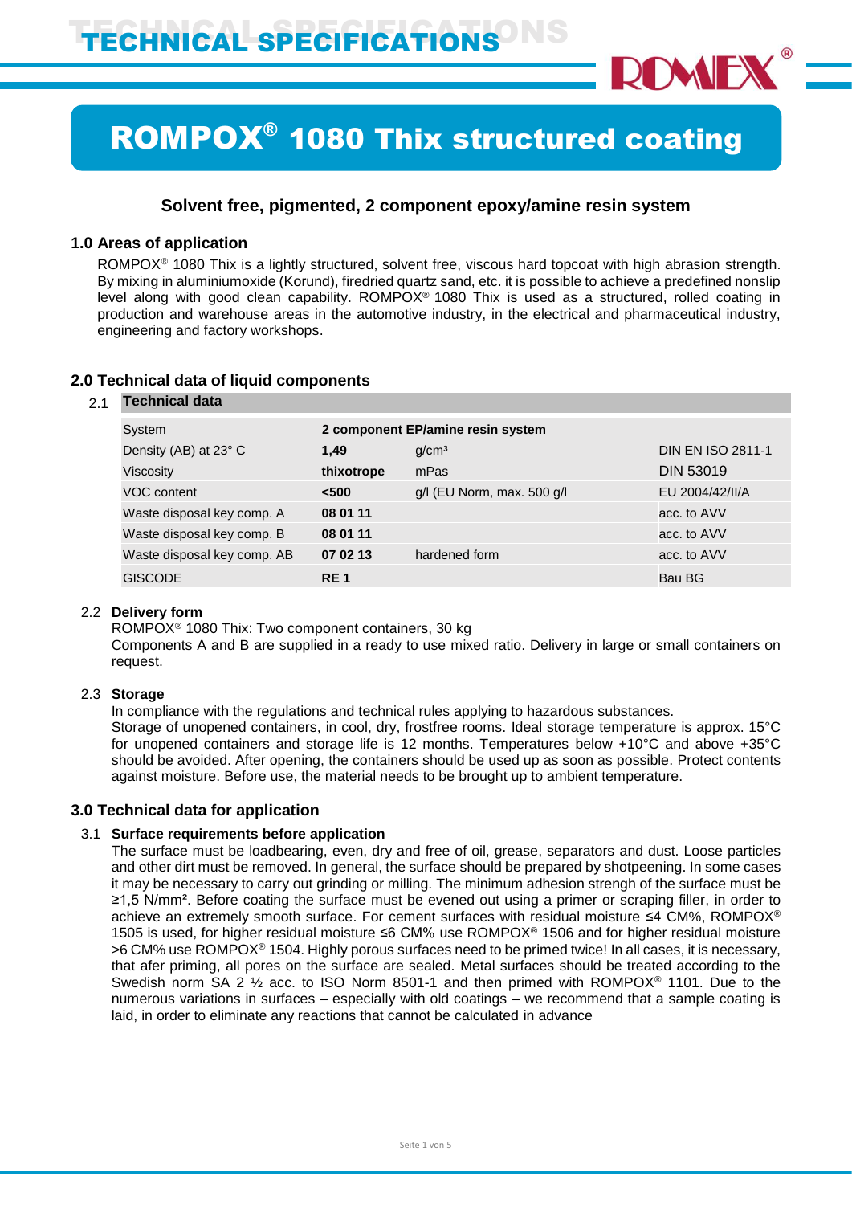# TECHNICAL SPECIFICATIONS

# ROMPOX® 1080 Thix structured coating

### Solvent free, pigmented, 2 component epoxy/amine resin system

## 1.0 Areas of application

ROMPOX® 1080 Thix is a lightly structured, solvent free, viscous hard topcoat with high abrasion strength. By mixing in aluminiumoxide (Korund), firedried quartz sand, etc. it is possible to achieve a predefined nonslip level along with good clean capability. ROMPOX® 1080 Thix is used as a structured, rolled coating in production and warehouse areas in the automotive industry, in the electrical and pharmaceutical industry, engineering and factory workshops.

## 2.0 Technical data of liquid components

### 2.1 Technical data

| | | | |
|---|---|---|---|
| System | **2 component EP/amine resin system** | | |
| Density (AB) at 23° C | **1,49** | g/cm³ | DIN EN ISO 2811-1 |
| Viscosity | **thixotrope** | mPas | DIN 53019 |
| VOC content | **<500** | g/l (EU Norm, max. 500 g/l | EU 2004/42/II/A |
| Waste disposal key comp. A | **08 01 11** | | acc. to AVV |
| Waste disposal key comp. B | **08 01 11** | | acc. to AVV |
| Waste disposal key comp. AB | **07 02 13** | hardened form | acc. to AVV |
| GISCODE | **RE 1** | | Bau BG |

### 2.2 Delivery form

ROMPOX® 1080 Thix: Two component containers, 30 kg
Components A and B are supplied in a ready to use mixed ratio. Delivery in large or small containers on request.

### 2.3 Storage

In compliance with the regulations and technical rules applying to hazardous substances.
Storage of unopened containers, in cool, dry, frostfree rooms. Ideal storage temperature is approx. 15°C for unopened containers and storage life is 12 months. Temperatures below +10°C and above +35°C should be avoided. After opening, the containers should be used up as soon as possible. Protect contents against moisture. Before use, the material needs to be brought up to ambient temperature.

## 3.0 Technical data for application

### 3.1 Surface requirements before application

The surface must be loadbearing, even, dry and free of oil, grease, separators and dust. Loose particles and other dirt must be removed. In general, the surface should be prepared by shotpeening. In some cases it may be necessary to carry out grinding or milling. The minimum adhesion strengh of the surface must be ≥1,5 N/mm². Before coating the surface must be evened out using a primer or scraping filler, in order to achieve an extremely smooth surface. For cement surfaces with residual moisture ≤4 CM%, ROMPOX® 1505 is used, for higher residual moisture ≤6 CM% use ROMPOX® 1506 and for higher residual moisture >6 CM% use ROMPOX® 1504. Highly porous surfaces need to be primed twice! In all cases, it is necessary, that afer priming, all pores on the surface are sealed. Metal surfaces should be treated according to the Swedish norm SA 2 ½ acc. to ISO Norm 8501-1 and then primed with ROMPOX® 1101. Due to the numerous variations in surfaces – especially with old coatings – we recommend that a sample coating is laid, in order to eliminate any reactions that cannot be calculated in advance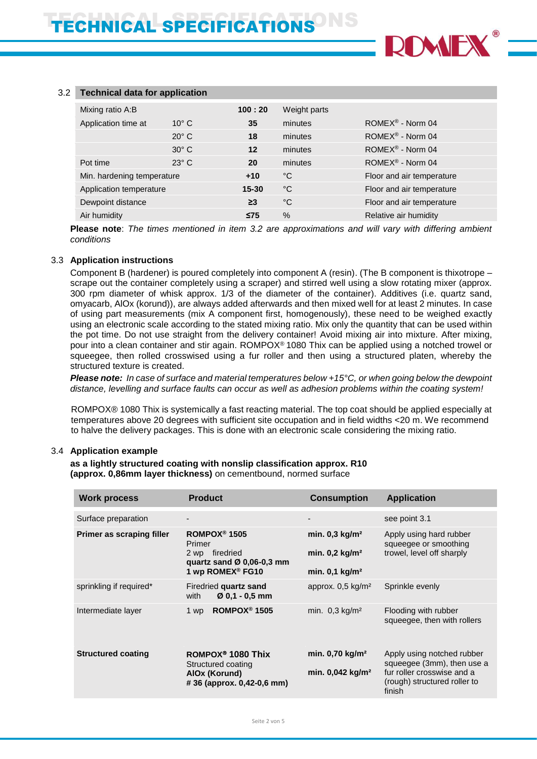# TECHNICAL SPECIFICATIONS

## 3.2 Technical data for application

| | | | | |
|---|---|---|---|---|
| Mixing ratio A:B | | **100 : 20** | Weight parts | |
| Application time at | 10° C | **35** | minutes | ROMEX® - Norm 04 |
| | 20° C | **18** | minutes | ROMEX® - Norm 04 |
| | 30° C | **12** | minutes | ROMEX® - Norm 04 |
| Pot time | 23° C | **20** | minutes | ROMEX® - Norm 04 |
| Min. hardening temperature | | **+10** | °C | Floor and air temperature |
| Application temperature | | **15-30** | °C | Floor and air temperature |
| Dewpoint distance | | **≥3** | °C | Floor and air temperature |
| Air humidity | | **≤75** | % | Relative air humidity |

**Please note**: *The times mentioned in item 3.2 are approximations and will vary with differing ambient conditions*

## 3.3 Application instructions

Component B (hardener) is poured completely into component A (resin). (The B component is thixotrope – scrape out the container completely using a scraper) and stirred well using a slow rotating mixer (approx. 300 rpm diameter of whisk approx. 1/3 of the diameter of the container). Additives (i.e. quartz sand, omyacarb, AlOx (korund)), are always added afterwards and then mixed well for at least 2 minutes. In case of using part measurements (mix A component first, homogenously), these need to be weighed exactly using an electronic scale according to the stated mixing ratio. Mix only the quantity that can be used within the pot time. Do not use straight from the delivery container! Avoid mixing air into mixture. After mixing, pour into a clean container and stir again. ROMPOX® 1080 Thix can be applied using a notched trowel or squeegee, then rolled crosswised using a fur roller and then using a structured platen, whereby the structured texture is created.

***Please note:*** *In case of surface and material temperatures below +15°C, or when going below the dewpoint distance, levelling and surface faults can occur as well as adhesion problems within the coating system!*

ROMPOX® 1080 Thix is systemically a fast reacting material. The top coat should be applied especially at temperatures above 20 degrees with sufficient site occupation and in field widths <20 m. We recommend to halve the delivery packages. This is done with an electronic scale considering the mixing ratio.

## 3.4 Application example

**as a lightly structured coating with nonslip classification approx. R10 (approx. 0,86mm layer thickness)** on cementbound, normed surface

| Work process | Product | Consumption | Application |
|---|---|---|---|
| Surface preparation | - | - | see point 3.1 |
| **Primer as scraping filler** | **ROMPOX® 1505** Primer<br>2 wp firedried **quartz sand Ø 0,06-0,3 mm**<br>**1 wp ROMEX® FG10** | **min. 0,3 kg/m²**<br>**min. 0,2 kg/m²**<br>**min. 0,1 kg/m²** | Apply using hard rubber squeegee or smoothing trowel, level off sharply |
| sprinkling if required* | Firedried **quartz sand** with **Ø 0,1 - 0,5 mm** | approx. 0,5 kg/m² | Sprinkle evenly |
| Intermediate layer | 1 wp **ROMPOX® 1505** | min. 0,3 kg/m² | Flooding with rubber squeegee, then with rollers |
| **Structured coating** | **ROMPOX® 1080 Thix** Structured coating<br>**AlOx (Korund)**<br>**# 36 (approx. 0,42-0,6 mm)** | **min. 0,70 kg/m²**<br>**min. 0,042 kg/m²** | Apply using notched rubber squeegee (3mm), then use a fur roller crosswise and a (rough) structured roller to finish |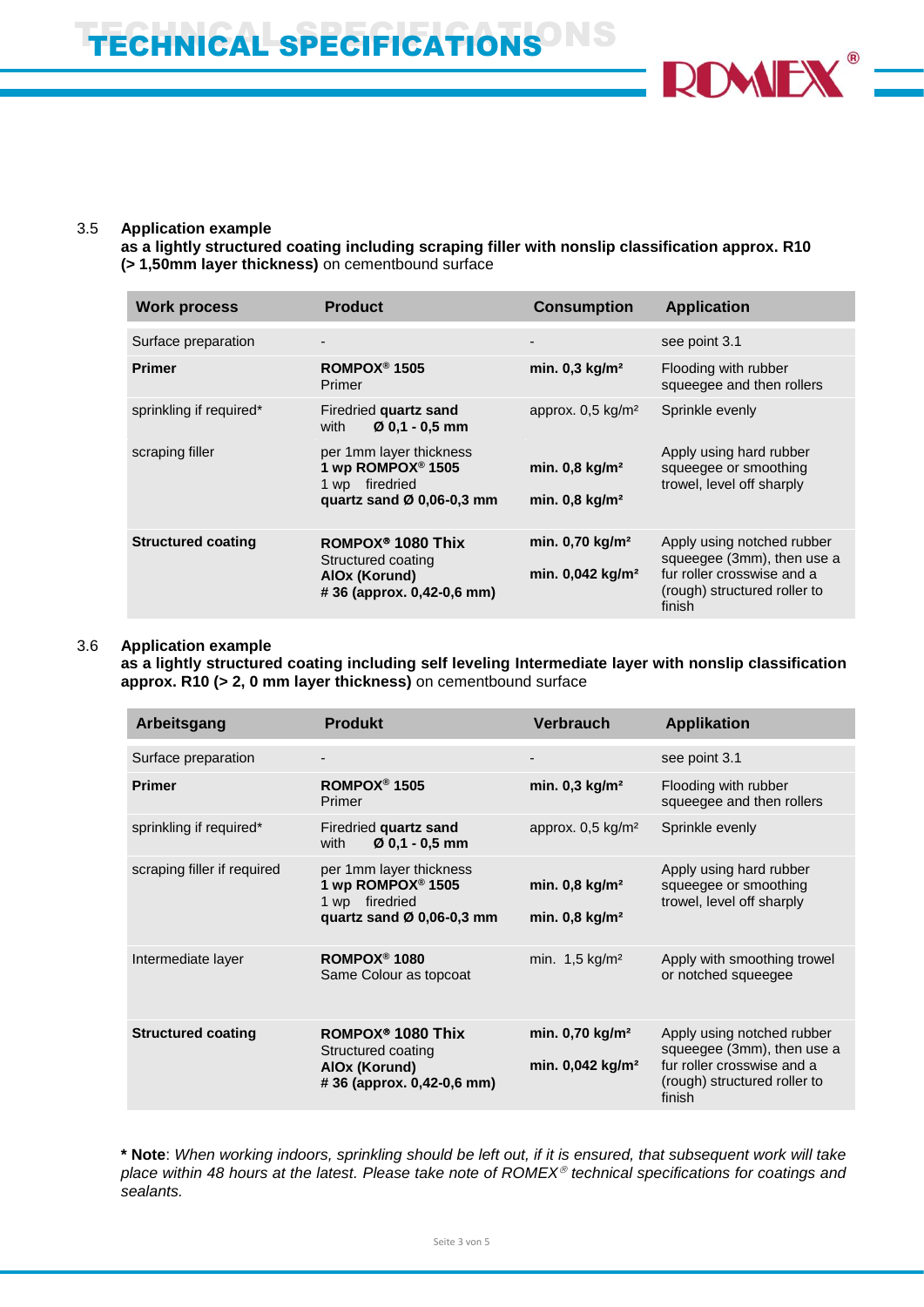### 3.5 Application example

**as a lightly structured coating including scraping filler with nonslip classification approx. R10 (> 1,50mm layer thickness)** on cementbound surface

| Work process | Product | Consumption | Application |
|---|---|---|---|
| Surface preparation | - | - | see point 3.1 |
| **Primer** | **ROMPOX® 1505**<br>Primer | **min. 0,3 kg/m²** | Flooding with rubber squeegee and then rollers |
| sprinkling if required* | Firedried **quartz sand**<br>with **Ø 0,1 - 0,5 mm** | approx. 0,5 kg/m² | Sprinkle evenly |
| scraping filler | per 1mm layer thickness<br>**1 wp ROMPOX® 1505**<br>1 wp firedried<br>**quartz sand Ø 0,06-0,3 mm** | **min. 0,8 kg/m²**<br><br>**min. 0,8 kg/m²** | Apply using hard rubber squeegee or smoothing trowel, level off sharply |
| **Structured coating** | **ROMPOX® 1080 Thix**<br>Structured coating<br>**AlOx (Korund)**<br>**# 36 (approx. 0,42-0,6 mm)** | **min. 0,70 kg/m²**<br><br>**min. 0,042 kg/m²** | Apply using notched rubber squeegee (3mm), then use a fur roller crosswise and a (rough) structured roller to finish |

### 3.6 Application example

**as a lightly structured coating including self leveling Intermediate layer with nonslip classification approx. R10 (> 2, 0 mm layer thickness)** on cementbound surface

| Arbeitsgang | Produkt | Verbrauch | Applikation |
|---|---|---|---|
| Surface preparation | - | - | see point 3.1 |
| **Primer** | **ROMPOX® 1505**<br>Primer | **min. 0,3 kg/m²** | Flooding with rubber squeegee and then rollers |
| sprinkling if required* | Firedried **quartz sand**<br>with **Ø 0,1 - 0,5 mm** | approx. 0,5 kg/m² | Sprinkle evenly |
| scraping filler if required | per 1mm layer thickness<br>**1 wp ROMPOX® 1505**<br>1 wp firedried<br>**quartz sand Ø 0,06-0,3 mm** | **min. 0,8 kg/m²**<br><br>**min. 0,8 kg/m²** | Apply using hard rubber squeegee or smoothing trowel, level off sharply |
| Intermediate layer | **ROMPOX® 1080**<br>Same Colour as topcoat | min. 1,5 kg/m² | Apply with smoothing trowel or notched squeegee |
| **Structured coating** | **ROMPOX® 1080 Thix**<br>Structured coating<br>**AlOx (Korund)**<br>**# 36 (approx. 0,42-0,6 mm)** | **min. 0,70 kg/m²**<br><br>**min. 0,042 kg/m²** | Apply using notched rubber squeegee (3mm), then use a fur roller crosswise and a (rough) structured roller to finish |

**\* Note**: *When working indoors, sprinkling should be left out, if it is ensured, that subsequent work will take place within 48 hours at the latest. Please take note of ROMEX® technical specifications for coatings and sealants.*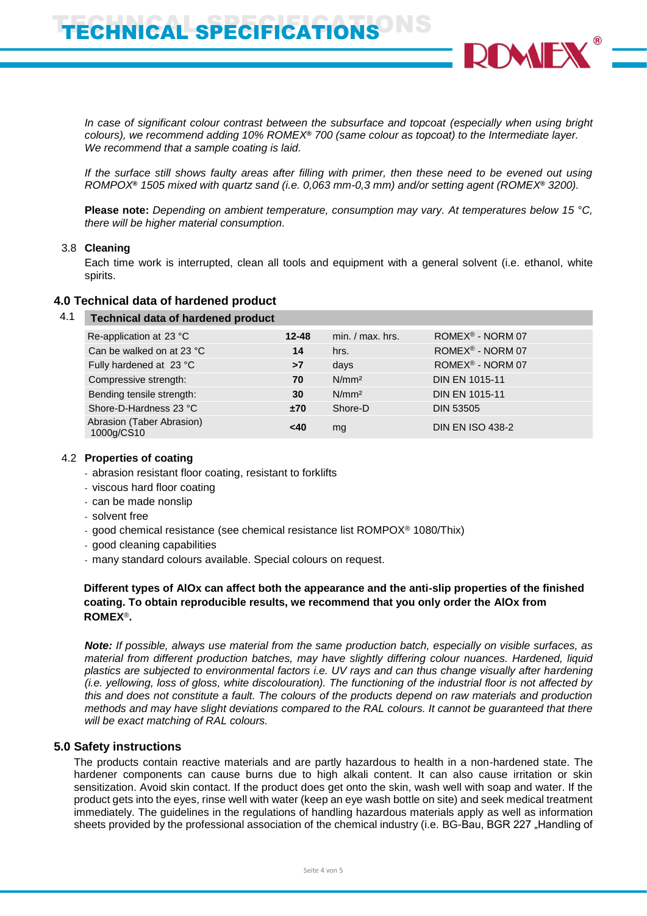*In case of significant colour contrast between the subsurface and topcoat (especially when using bright colours), we recommend adding 10% ROMEX® 700 (same colour as topcoat) to the Intermediate layer. We recommend that a sample coating is laid.*

*If the surface still shows faulty areas after filling with primer, then these need to be evened out using ROMPOX® 1505 mixed with quartz sand (i.e. 0,063 mm-0,3 mm) and/or setting agent (ROMEX® 3200).*

**Please note:** *Depending on ambient temperature, consumption may vary. At temperatures below 15 °C, there will be higher material consumption.*

### 3.8 Cleaning

Each time work is interrupted, clean all tools and equipment with a general solvent (i.e. ethanol, white spirits.

## 4.0 Technical data of hardened product

### 4.1 Technical data of hardened product

| Technical data of hardened product | | | |
|---|---|---|---|
| Re-application at 23 °C | **12-48** | min. / max. hrs. | ROMEX® - NORM 07 |
| Can be walked on at 23 °C | **14** | hrs. | ROMEX® - NORM 07 |
| Fully hardened at 23 °C | **>7** | days | ROMEX® - NORM 07 |
| Compressive strength: | **70** | N/mm² | DIN EN 1015-11 |
| Bending tensile strength: | **30** | N/mm² | DIN EN 1015-11 |
| Shore-D-Hardness 23 °C | **±70** | Shore-D | DIN 53505 |
| Abrasion (Taber Abrasion) 1000g/CS10 | **<40** | mg | DIN EN ISO 438-2 |

### 4.2 Properties of coating

- abrasion resistant floor coating, resistant to forklifts
- viscous hard floor coating
- can be made nonslip
- solvent free
- good chemical resistance (see chemical resistance list ROMPOX® 1080/Thix)
- good cleaning capabilities
- many standard colours available. Special colours on request.

**Different types of AlOx can affect both the appearance and the anti-slip properties of the finished coating. To obtain reproducible results, we recommend that you only order the AlOx from ROMEX®.**

***Note:*** *If possible, always use material from the same production batch, especially on visible surfaces, as material from different production batches, may have slightly differing colour nuances. Hardened, liquid plastics are subjected to environmental factors i.e. UV rays and can thus change visually after hardening (i.e. yellowing, loss of gloss, white discolouration). The functioning of the industrial floor is not affected by this and does not constitute a fault. The colours of the products depend on raw materials and production methods and may have slight deviations compared to the RAL colours. It cannot be guaranteed that there will be exact matching of RAL colours.*

## 5.0 Safety instructions

The products contain reactive materials and are partly hazardous to health in a non-hardened state. The hardener components can cause burns due to high alkali content. It can also cause irritation or skin sensitization. Avoid skin contact. If the product does get onto the skin, wash well with soap and water. If the product gets into the eyes, rinse well with water (keep an eye wash bottle on site) and seek medical treatment immediately. The guidelines in the regulations of handling hazardous materials apply as well as information sheets provided by the professional association of the chemical industry (i.e. BG-Bau, BGR 227 „Handling of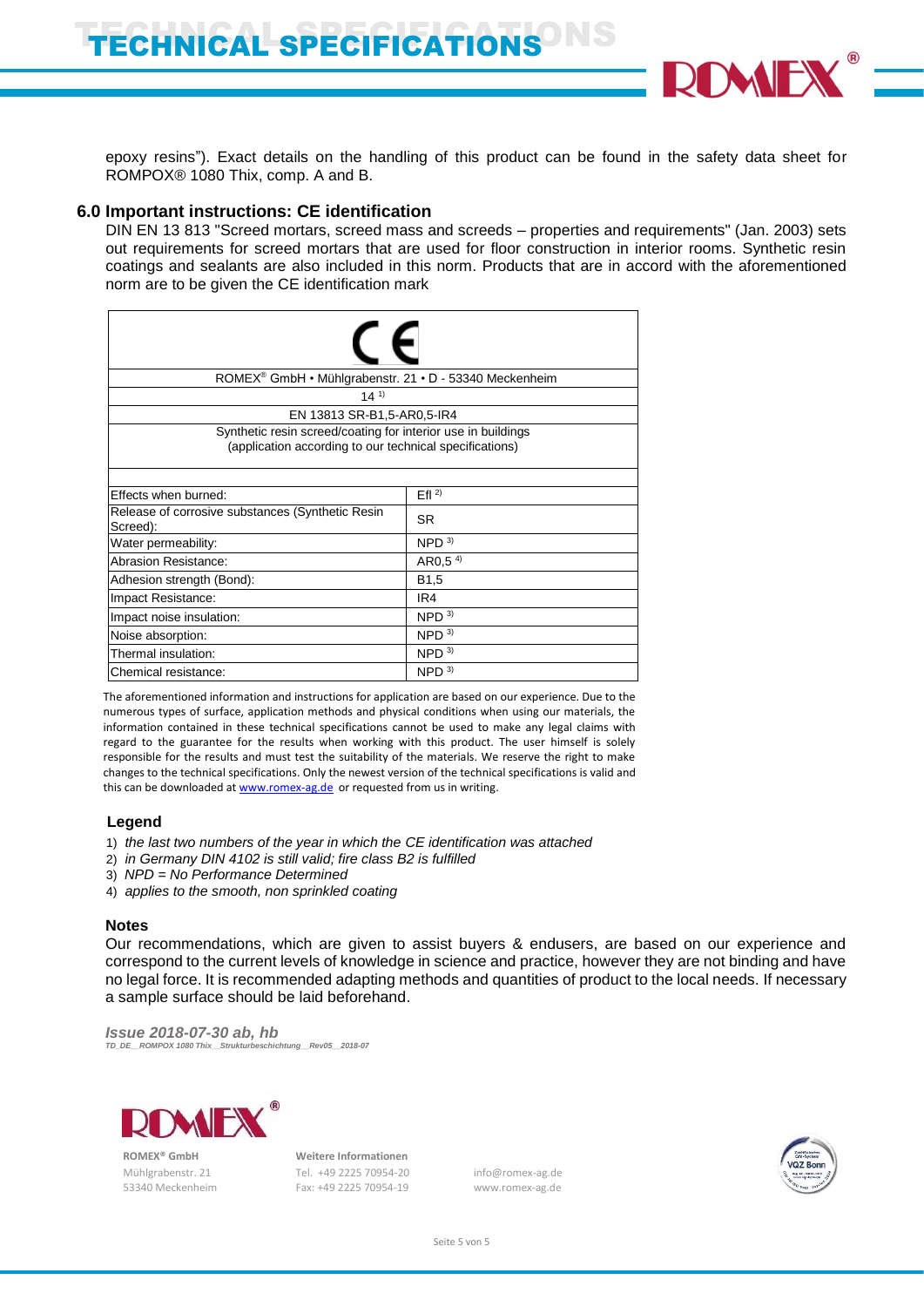epoxy resins"). Exact details on the handling of this product can be found in the safety data sheet for ROMPOX® 1080 Thix, comp. A and B.

## 6.0 Important instructions: CE identification

DIN EN 13 813 "Screed mortars, screed mass and screeds – properties and requirements" (Jan. 2003) sets out requirements for screed mortars that are used for floor construction in interior rooms. Synthetic resin coatings and sealants are also included in this norm. Products that are in accord with the aforementioned norm are to be given the CE identification mark

| CE | |
|---|---|
| ROMEX® GmbH • Mühlgrabenstr. 21 • D - 53340 Meckenheim | |
| 14 [1] | |
| EN 13813 SR-B1,5-AR0,5-IR4 | |
| Synthetic resin screed/coating for interior use in buildings (application according to our technical specifications) | |
| Effects when burned: | Efl [2] |
| Release of corrosive substances (Synthetic Resin Screed): | SR |
| Water permeability: | NPD [3] |
| Abrasion Resistance: | AR0,5 [4] |
| Adhesion strength (Bond): | B1,5 |
| Impact Resistance: | IR4 |
| Impact noise insulation: | NPD [3] |
| Noise absorption: | NPD [3] |
| Thermal insulation: | NPD [3] |
| Chemical resistance: | NPD [3] |

The aforementioned information and instructions for application are based on our experience. Due to the numerous types of surface, application methods and physical conditions when using our materials, the information contained in these technical specifications cannot be used to make any legal claims with regard to the guarantee for the results when working with this product. The user himself is solely responsible for the results and must test the suitability of the materials. We reserve the right to make changes to the technical specifications. Only the newest version of the technical specifications is valid and this can be downloaded at www.romex-ag.de or requested from us in writing.

### Legend

1) *the last two numbers of the year in which the CE identification was attached*
2) *in Germany DIN 4102 is still valid; fire class B2 is fulfilled*
3) *NPD = No Performance Determined*
4) *applies to the smooth, non sprinkled coating*

### Notes

Our recommendations, which are given to assist buyers & endusers, are based on our experience and correspond to the current levels of knowledge in science and practice, however they are not binding and have no legal force. It is recommended adapting methods and quantities of product to the local needs. If necessary a sample surface should be laid beforehand.

***Issue 2018-07-30 ab, hb***
***TD_DE__ROMPOX 1080 Thix__Strukturbeschichtung__Rev05__2018-07***

**ROMEX® GmbH**
Mühlgrabenstr. 21
53340 Meckenheim

**Weitere Informationen**
Tel. +49 2225 70954-20
Fax: +49 2225 70954-19

info@romex-ag.de
www.romex-ag.de